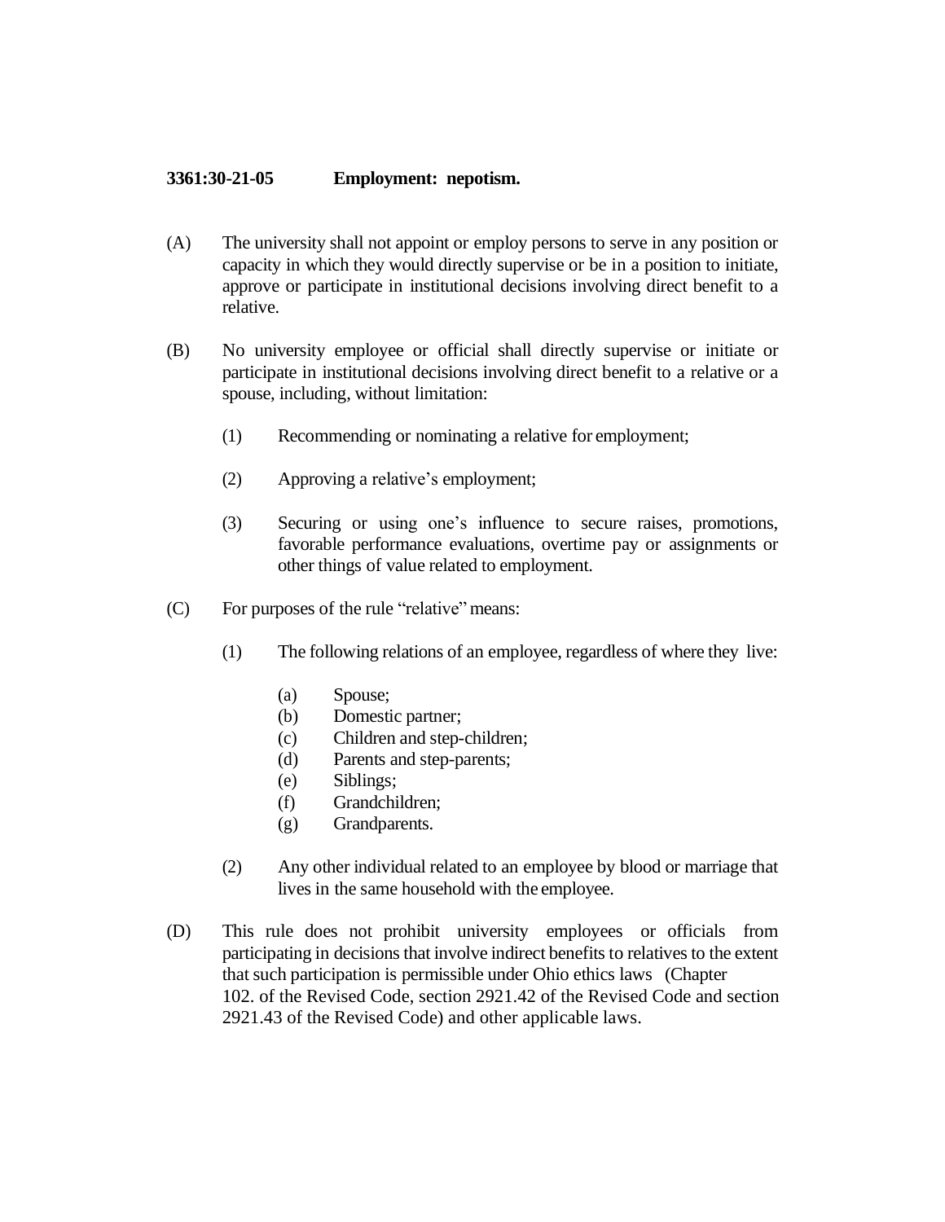**3361:30-21-05 Employment: nepotism.**

(A) The university shall not appoint or employ persons to serve in any position or capacity in which they would directly supervise or be in a position to initiate, approve or participate in institutional decisions involving direct benefit to a relative.

(B) No university employee or official shall directly supervise or initiate or participate in institutional decisions involving direct benefit to a relative or a spouse, including, without limitation:

(1) Recommending or nominating a relative for employment;

(2) Approving a relative's employment;

(3) Securing or using one's influence to secure raises, promotions, favorable performance evaluations, overtime pay or assignments or other things of value related to employment.

(C) For purposes of the rule "relative" means:

(1) The following relations of an employee, regardless of where they live:

(a) Spouse;
(b) Domestic partner;
(c) Children and step-children;
(d) Parents and step-parents;
(e) Siblings;
(f) Grandchildren;
(g) Grandparents.

(2) Any other individual related to an employee by blood or marriage that lives in the same household with the employee.

(D) This rule does not prohibit university employees or officials from participating in decisions that involve indirect benefits to relatives to the extent that such participation is permissible under Ohio ethics laws (Chapter 102. of the Revised Code, section 2921.42 of the Revised Code and section 2921.43 of the Revised Code) and other applicable laws.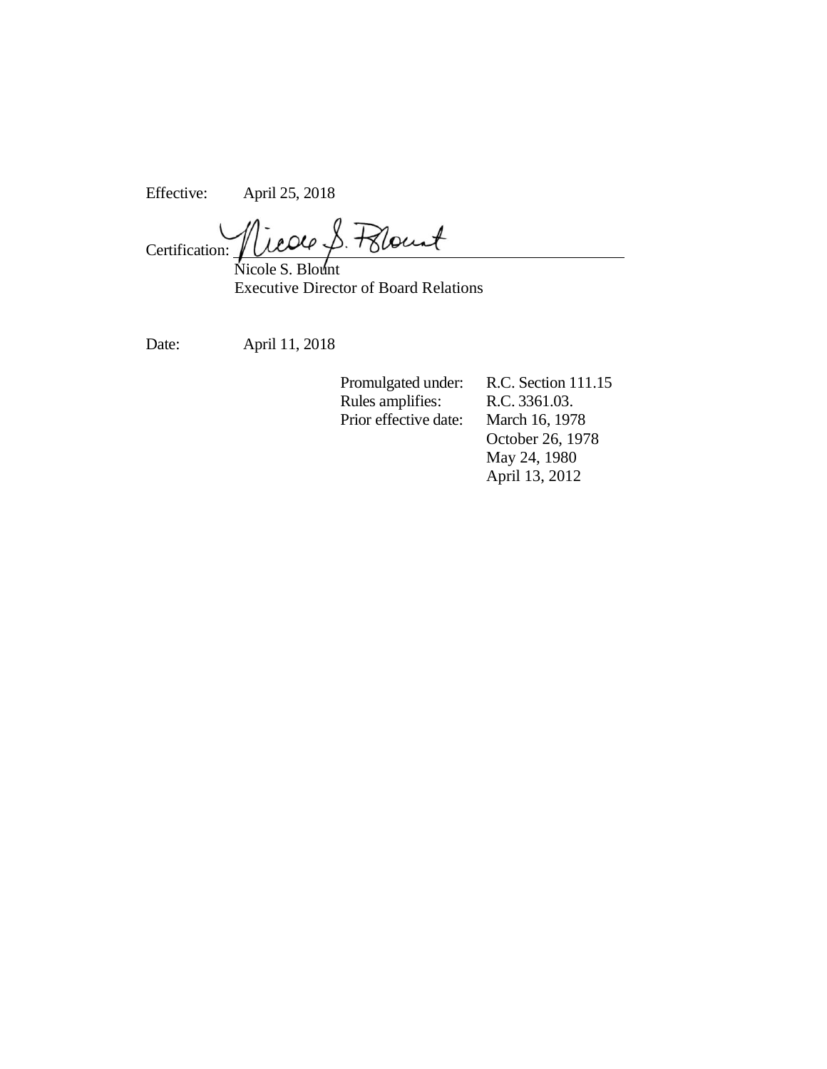Effective: April 25, 2018

Certification: ______________________________

Nicole S. Blount
Executive Director of Board Relations

Date: April 11, 2018

| | |
|---|---|
| Promulgated under: | R.C. Section 111.15 |
| Rules amplifies: | R.C. 3361.03. |
| Prior effective date: | March 16, 1978 |
| | October 26, 1978 |
| | May 24, 1980 |
| | April 13, 2012 |